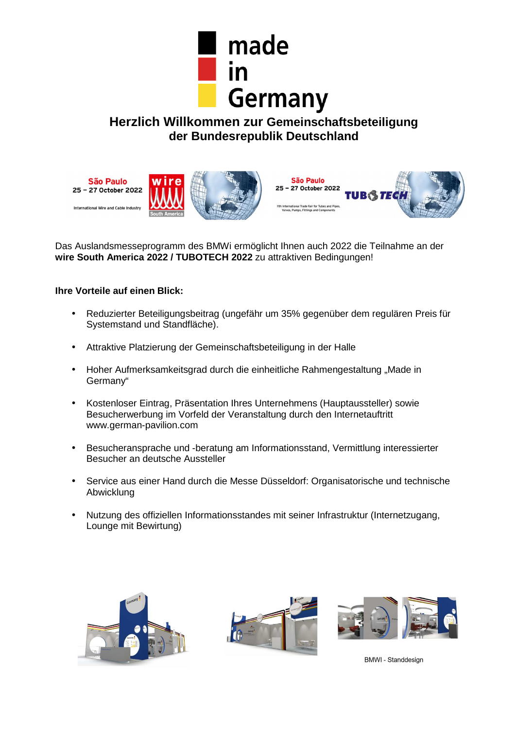made in Germany

# Herzlich Willkommen zur Gemeinschaftsbeteiligung der Bundesrepublik Deutschland

São Paulo
25 – 27 October 2022
International Wire and Cable Industry
wire South America

São Paulo
25 – 27 October 2022
11th International Trade Fair for Tubes and Pipes, Valves, Pumps, Fittings and Components
TUBOTECH

Das Auslandsmesseprogramm des BMWi ermöglicht Ihnen auch 2022 die Teilnahme an der **wire South America 2022 / TUBOTECH 2022** zu attraktiven Bedingungen!

**Ihre Vorteile auf einen Blick:**

- Reduzierter Beteiligungsbeitrag (ungefähr um 35% gegenüber dem regulären Preis für Systemstand und Standfläche).
- Attraktive Platzierung der Gemeinschaftsbeteiligung in der Halle
- Hoher Aufmerksamkeitsgrad durch die einheitliche Rahmengestaltung „Made in Germany"
- Kostenloser Eintrag, Präsentation Ihres Unternehmens (Hauptaussteller) sowie Besucherwerbung im Vorfeld der Veranstaltung durch den Internetauftritt www.german-pavilion.com
- Besucheransprache und -beratung am Informationsstand, Vermittlung interessierter Besucher an deutsche Aussteller
- Service aus einer Hand durch die Messe Düsseldorf: Organisatorische und technische Abwicklung
- Nutzung des offiziellen Informationsstandes mit seiner Infrastruktur (Internetzugang, Lounge mit Bewirtung)

BMWI - Standdesign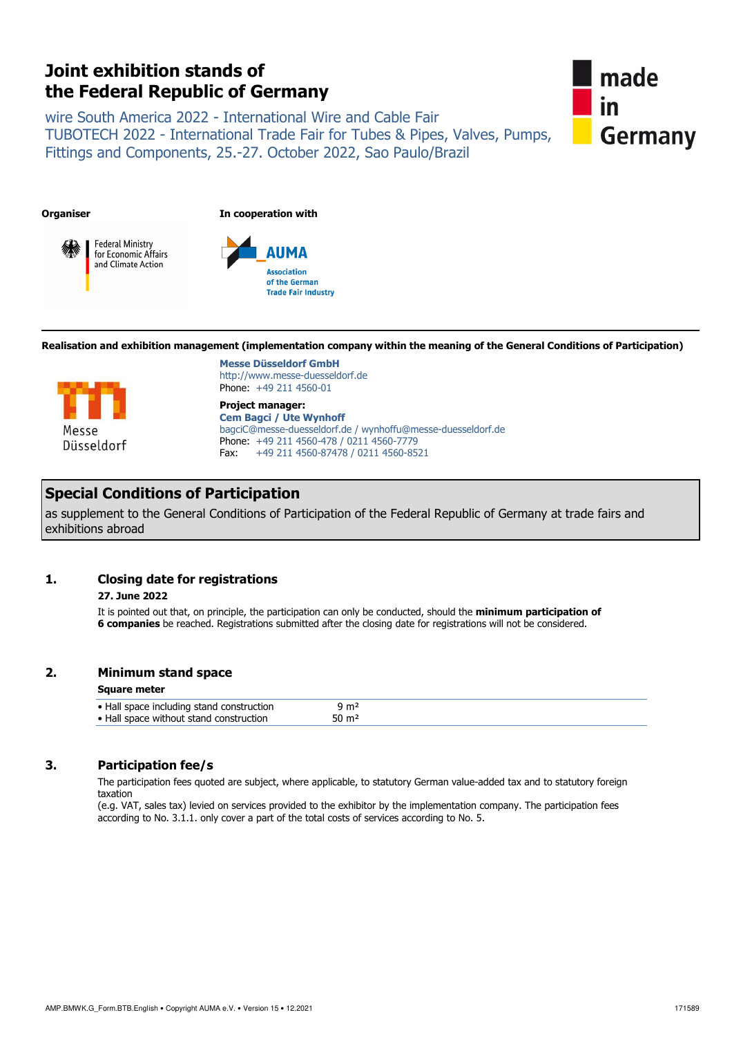# Joint exhibition stands of the Federal Republic of Germany

wire South America 2022 - International Wire and Cable Fair
TUBOTECH 2022 - International Trade Fair for Tubes & Pipes, Valves, Pumps, Fittings and Components, 25.-27. October 2022, Sao Paulo/Brazil

made in Germany

**Organiser**

Federal Ministry for Economic Affairs and Climate Action

**In cooperation with**

AUMA
Association of the German Trade Fair Industry

**Realisation and exhibition management (implementation company within the meaning of the General Conditions of Participation)**

Messe Düsseldorf

**Messe Düsseldorf GmbH**
http://www.messe-duesseldorf.de
Phone: +49 211 4560-01

**Project manager:**
**Cem Bagci / Ute Wynhoff**
bagciC@messe-duesseldorf.de / wynhoffu@messe-duesseldorf.de
Phone: +49 211 4560-478 / 0211 4560-7779
Fax: +49 211 4560-87478 / 0211 4560-8521

## Special Conditions of Participation

as supplement to the General Conditions of Participation of the Federal Republic of Germany at trade fairs and exhibitions abroad

### 1. Closing date for registrations

**27. June 2022**

It is pointed out that, on principle, the participation can only be conducted, should the **minimum participation of 6 companies** be reached. Registrations submitted after the closing date for registrations will not be considered.

### 2. Minimum stand space

**Square meter**

| | |
|---|---|
| • Hall space including stand construction | 9 m² |
| • Hall space without stand construction | 50 m² |

### 3. Participation fee/s

The participation fees quoted are subject, where applicable, to statutory German value-added tax and to statutory foreign taxation
(e.g. VAT, sales tax) levied on services provided to the exhibitor by the implementation company. The participation fees according to No. 3.1.1. only cover a part of the total costs of services according to No. 5.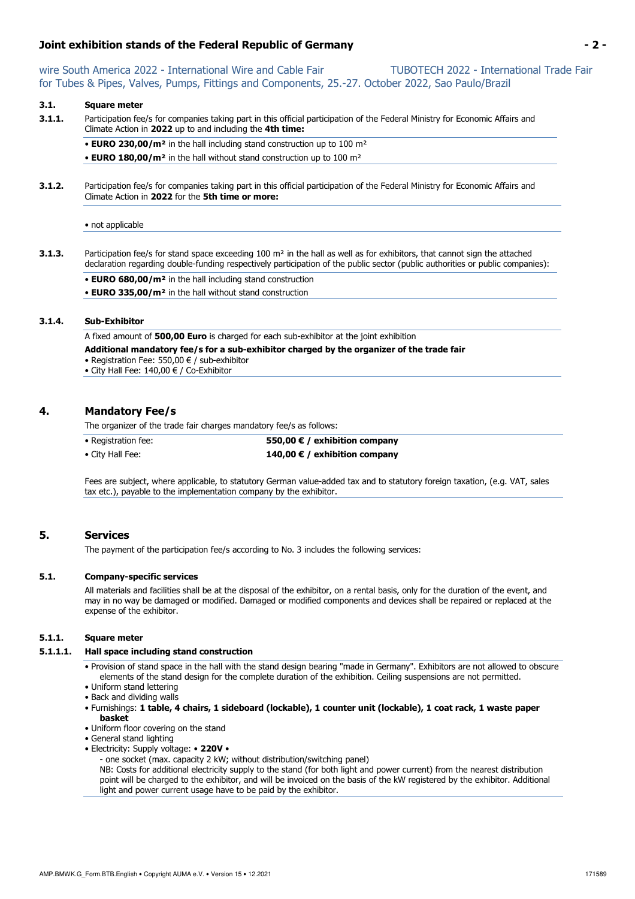### 3.1. Square meter

**3.1.1.** Participation fee/s for companies taking part in this official participation of the Federal Ministry for Economic Affairs and Climate Action in **2022** up to and including the **4th time:**

- **EURO 230,00/m²** in the hall including stand construction up to 100 m²
- **EURO 180,00/m²** in the hall without stand construction up to 100 m²

**3.1.2.** Participation fee/s for companies taking part in this official participation of the Federal Ministry for Economic Affairs and Climate Action in **2022** for the **5th time or more:**

- not applicable

**3.1.3.** Participation fee/s for stand space exceeding 100 m² in the hall as well as for exhibitors, that cannot sign the attached declaration regarding double-funding respectively participation of the public sector (public authorities or public companies):

- **EURO 680,00/m²** in the hall including stand construction
- **EURO 335,00/m²** in the hall without stand construction

**3.1.4. Sub-Exhibitor**

A fixed amount of **500,00 Euro** is charged for each sub-exhibitor at the joint exhibition

**Additional mandatory fee/s for a sub-exhibitor charged by the organizer of the trade fair**

- Registration Fee: 550,00 € / sub-exhibitor
- City Hall Fee: 140,00 € / Co-Exhibitor

## 4. Mandatory Fee/s

The organizer of the trade fair charges mandatory fee/s as follows:

| | |
|---|---|
| • Registration fee: | **550,00 € / exhibition company** |
| • City Hall Fee: | **140,00 € / exhibition company** |

Fees are subject, where applicable, to statutory German value-added tax and to statutory foreign taxation, (e.g. VAT, sales tax etc.), payable to the implementation company by the exhibitor.

## 5. Services

The payment of the participation fee/s according to No. 3 includes the following services:

### 5.1. Company-specific services

All materials and facilities shall be at the disposal of the exhibitor, on a rental basis, only for the duration of the event, and may in no way be damaged or modified. Damaged or modified components and devices shall be repaired or replaced at the expense of the exhibitor.

**5.1.1. Square meter**

**5.1.1.1. Hall space including stand construction**

- Provision of stand space in the hall with the stand design bearing "made in Germany". Exhibitors are not allowed to obscure elements of the stand design for the complete duration of the exhibition. Ceiling suspensions are not permitted.
- Uniform stand lettering
- Back and dividing walls
- Furnishings: **1 table, 4 chairs, 1 sideboard (lockable), 1 counter unit (lockable), 1 coat rack, 1 waste paper basket**
- Uniform floor covering on the stand
- General stand lighting
- Electricity: Supply voltage: • **220V** •
  - one socket (max. capacity 2 kW; without distribution/switching panel)

  NB: Costs for additional electricity supply to the stand (for both light and power current) from the nearest distribution point will be charged to the exhibitor, and will be invoiced on the basis of the kW registered by the exhibitor. Additional light and power current usage have to be paid by the exhibitor.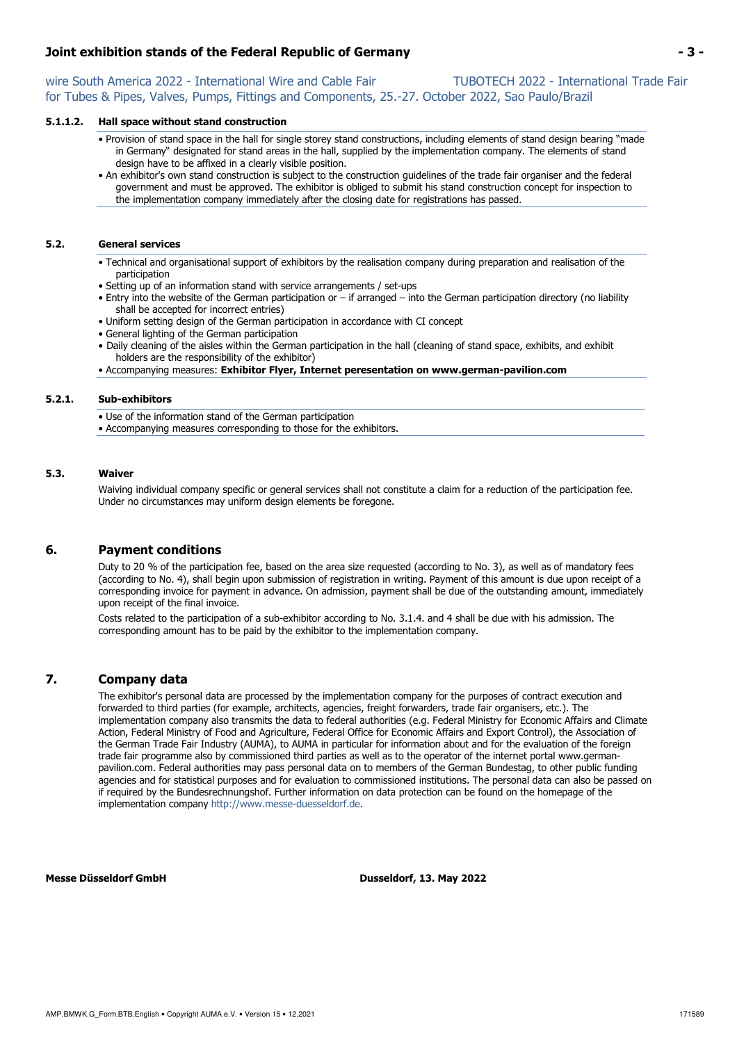#### 5.1.1.2. Hall space without stand construction

- Provision of stand space in the hall for single storey stand constructions, including elements of stand design bearing "made in Germany" designated for stand areas in the hall, supplied by the implementation company. The elements of stand design have to be affixed in a clearly visible position.
- An exhibitor's own stand construction is subject to the construction guidelines of the trade fair organiser and the federal government and must be approved. The exhibitor is obliged to submit his stand construction concept for inspection to the implementation company immediately after the closing date for registrations has passed.

### 5.2. General services

- Technical and organisational support of exhibitors by the realisation company during preparation and realisation of the participation
- Setting up of an information stand with service arrangements / set-ups
- Entry into the website of the German participation or – if arranged – into the German participation directory (no liability shall be accepted for incorrect entries)
- Uniform setting design of the German participation in accordance with CI concept
- General lighting of the German participation
- Daily cleaning of the aisles within the German participation in the hall (cleaning of stand space, exhibits, and exhibit holders are the responsibility of the exhibitor)
- Accompanying measures: **Exhibitor Flyer, Internet peresentation on www.german-pavilion.com**

#### 5.2.1. Sub-exhibitors

- Use of the information stand of the German participation
- Accompanying measures corresponding to those for the exhibitors.

### 5.3. Waiver

Waiving individual company specific or general services shall not constitute a claim for a reduction of the participation fee. Under no circumstances may uniform design elements be foregone.

## 6. Payment conditions

Duty to 20 % of the participation fee, based on the area size requested (according to No. 3), as well as of mandatory fees (according to No. 4), shall begin upon submission of registration in writing. Payment of this amount is due upon receipt of a corresponding invoice for payment in advance. On admission, payment shall be due of the outstanding amount, immediately upon receipt of the final invoice.

Costs related to the participation of a sub-exhibitor according to No. 3.1.4. and 4 shall be due with his admission. The corresponding amount has to be paid by the exhibitor to the implementation company.

## 7. Company data

The exhibitor's personal data are processed by the implementation company for the purposes of contract execution and forwarded to third parties (for example, architects, agencies, freight forwarders, trade fair organisers, etc.). The implementation company also transmits the data to federal authorities (e.g. Federal Ministry for Economic Affairs and Climate Action, Federal Ministry of Food and Agriculture, Federal Office for Economic Affairs and Export Control), the Association of the German Trade Fair Industry (AUMA), to AUMA in particular for information about and for the evaluation of the foreign trade fair programme also by commissioned third parties as well as to the operator of the internet portal www.german-pavilion.com. Federal authorities may pass personal data on to members of the German Bundestag, to other public funding agencies and for statistical purposes and for evaluation to commissioned institutions. The personal data can also be passed on if required by the Bundesrechnungshof. Further information on data protection can be found on the homepage of the implementation company http://www.messe-duesseldorf.de.

**Messe Düsseldorf GmbH** **Dusseldorf, 13. May 2022**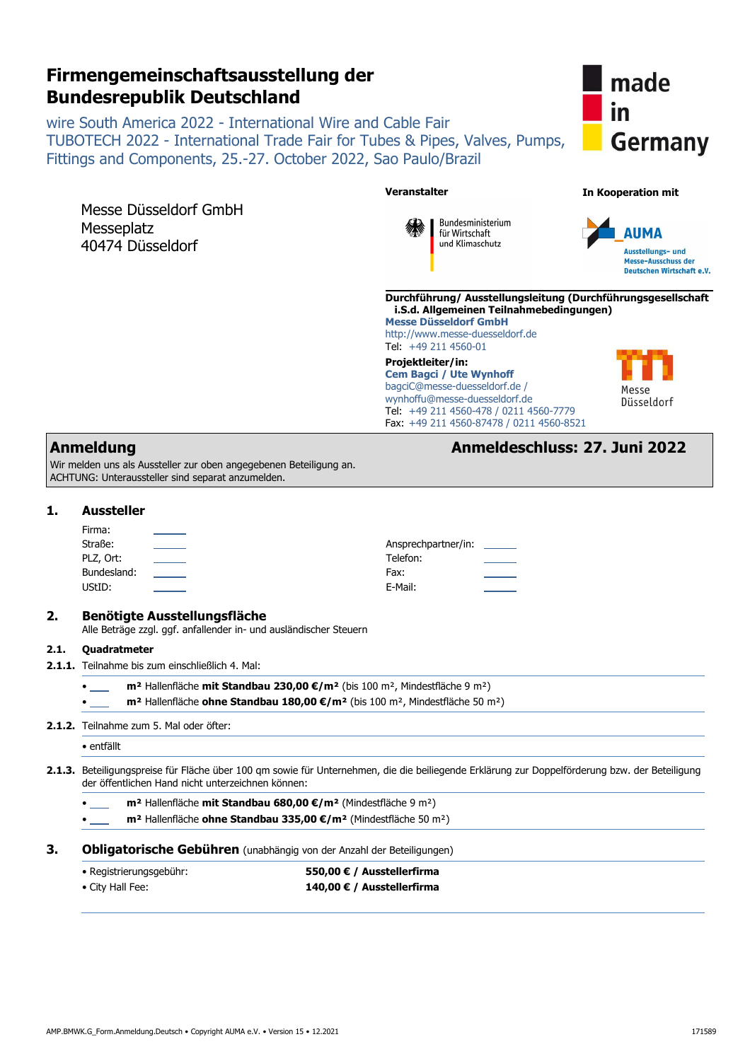# Firmengemeinschaftsausstellung der Bundesrepublik Deutschland

wire South America 2022 - International Wire and Cable Fair
TUBOTECH 2022 - International Trade Fair for Tubes & Pipes, Valves, Pumps, Fittings and Components, 25.-27. October 2022, Sao Paulo/Brazil

made in Germany

Messe Düsseldorf GmbH
Messeplatz
40474 Düsseldorf

**Veranstalter**

Bundesministerium für Wirtschaft und Klimaschutz

**In Kooperation mit**

AUMA
Ausstellungs- und Messe-Ausschuss der Deutschen Wirtschaft e.V.

**Durchführung/ Ausstellungsleitung (Durchführungsgesellschaft i.S.d. Allgemeinen Teilnahmebedingungen)**
**Messe Düsseldorf GmbH**
http://www.messe-duesseldorf.de
Tel: +49 211 4560-01

**Projektleiter/in:**
**Cem Bagci / Ute Wynhoff**
bagciC@messe-duesseldorf.de /
wynhoffu@messe-duesseldorf.de
Tel: +49 211 4560-478 / 0211 4560-7779
Fax: +49 211 4560-87478 / 0211 4560-8521

Messe Düsseldorf

## Anmeldung

**Anmeldeschluss: 27. Juni 2022**

Wir melden uns als Aussteller zur oben angegebenen Beteiligung an.
ACHTUNG: Unteraussteller sind separat anzumelden.

## 1. Aussteller

Firma: ______
Straße: ______
PLZ, Ort: ______
Bundesland: ______
UStID: ______

Ansprechpartner/in: ______
Telefon: ______
Fax: ______
E-Mail: ______

## 2. Benötigte Ausstellungsfläche

Alle Beträge zzgl. ggf. anfallender in- und ausländischer Steuern

### 2.1. Quadratmeter

**2.1.1.** Teilnahme bis zum einschließlich 4. Mal:

- ___ **m² Hallenfläche mit Standbau 230,00 €/m²** (bis 100 m², Mindestfläche 9 m²)
- ___ **m² Hallenfläche ohne Standbau 180,00 €/m²** (bis 100 m², Mindestfläche 50 m²)

**2.1.2.** Teilnahme zum 5. Mal oder öfter:

- entfällt

**2.1.3.** Beteiligungspreise für Fläche über 100 qm sowie für Unternehmen, die die beiliegende Erklärung zur Doppelförderung bzw. der Beteiligung der öffentlichen Hand nicht unterzeichnen können:

- ___ **m² Hallenfläche mit Standbau 680,00 €/m²** (Mindestfläche 9 m²)
- ___ **m² Hallenfläche ohne Standbau 335,00 €/m²** (Mindestfläche 50 m²)

## 3. Obligatorische Gebühren (unabhängig von der Anzahl der Beteiligungen)

- Registrierungsgebühr: **550,00 € / Ausstellerfirma**
- City Hall Fee: **140,00 € / Ausstellerfirma**

AMP.BMWK.G_Form.Anmeldung.Deutsch • Copyright AUMA e.V. • Version 15 • 12.2021 171589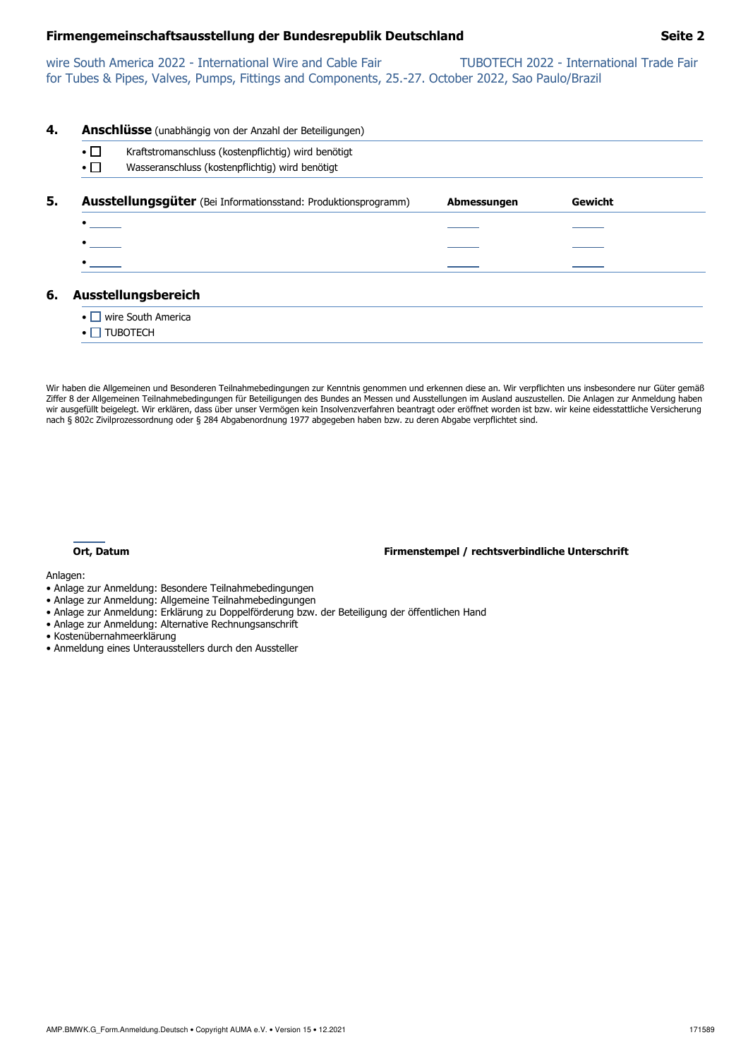wire South America 2022 - International Wire and Cable Fair TUBOTECH 2022 - International Trade Fair for Tubes & Pipes, Valves, Pumps, Fittings and Components, 25.-27. October 2022, Sao Paulo/Brazil

## 4. Anschlüsse (unabhängig von der Anzahl der Beteiligungen)

- ☐ Kraftstromanschluss (kostenpflichtig) wird benötigt
- ☐ Wasseranschluss (kostenpflichtig) wird benötigt

## 5. Ausstellungsgüter (Bei Informationsstand: Produktionsprogramm)

| Ausstellungsgüter | Abmessungen | Gewicht |
|---|---|---|
| • ______ | ______ | ______ |
| • ______ | ______ | ______ |
| • ______ | ______ | ______ |

## 6. Ausstellungsbereich

- ☐ wire South America
- ☐ TUBOTECH

Wir haben die Allgemeinen und Besonderen Teilnahmebedingungen zur Kenntnis genommen und erkennen diese an. Wir verpflichten uns insbesondere nur Güter gemäß Ziffer 8 der Allgemeinen Teilnahmebedingungen für Beteiligungen des Bundes an Messen und Ausstellungen im Ausland auszustellen. Die Anlagen zur Anmeldung haben wir ausgefüllt beigelegt. Wir erklären, dass über unser Vermögen kein Insolvenzverfahren beantragt oder eröffnet worden ist bzw. wir keine eidesstattliche Versicherung nach § 802c Zivilprozessordnung oder § 284 Abgabenordnung 1977 abgegeben haben bzw. zu deren Abgabe verpflichtet sind.

______

**Ort, Datum** **Firmenstempel / rechtsverbindliche Unterschrift**

Anlagen:

- Anlage zur Anmeldung: Besondere Teilnahmebedingungen
- Anlage zur Anmeldung: Allgemeine Teilnahmebedingungen
- Anlage zur Anmeldung: Erklärung zu Doppelförderung bzw. der Beteiligung der öffentlichen Hand
- Anlage zur Anmeldung: Alternative Rechnungsanschrift
- Kostenübernahmeerklärung
- Anmeldung eines Unterausstellers durch den Aussteller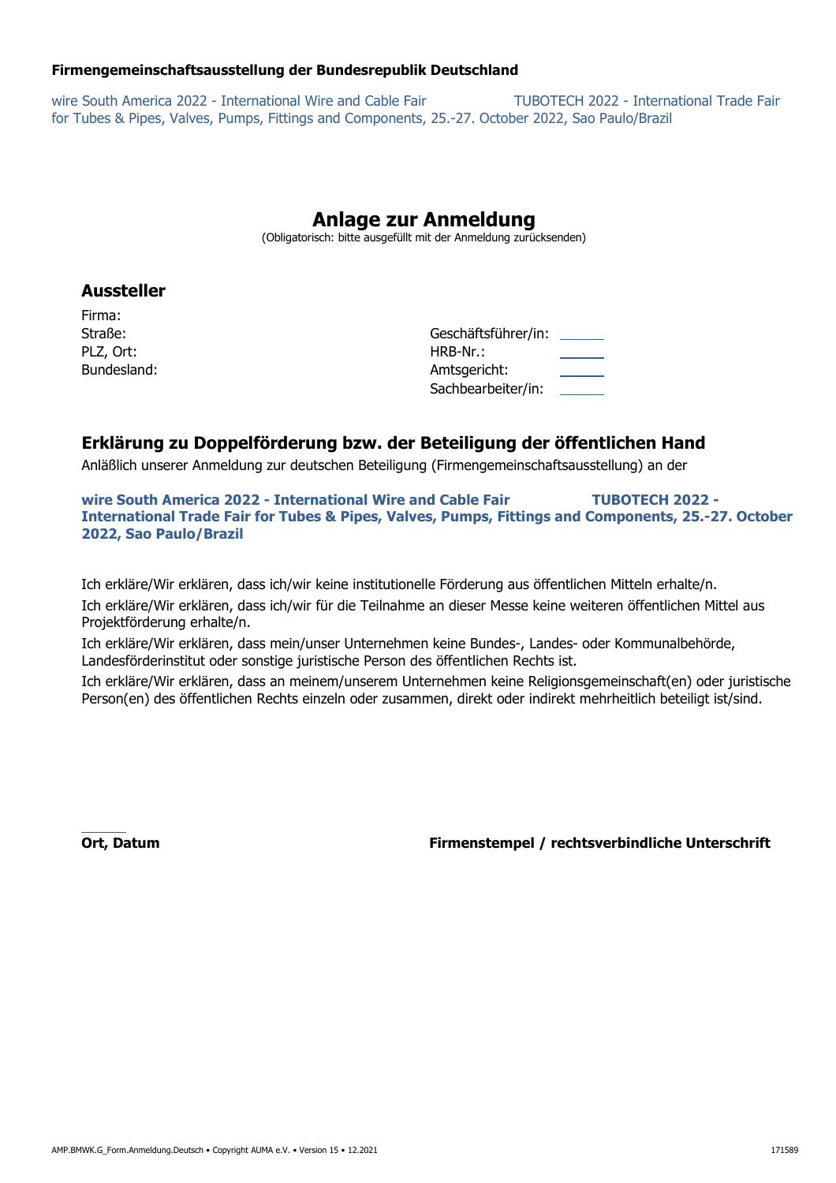**Firmengemeinschaftsausstellung der Bundesrepublik Deutschland**

wire South America 2022 - International Wire and Cable Fair TUBOTECH 2022 - International Trade Fair for Tubes & Pipes, Valves, Pumps, Fittings and Components, 25.-27. October 2022, Sao Paulo/Brazil

# Anlage zur Anmeldung

(Obligatorisch: bitte ausgefüllt mit der Anmeldung zurücksenden)

## Aussteller

| | | | |
|---|---|---|---|
| Firma: | | | |
| Straße: | | Geschäftsführer/in: | ______ |
| PLZ, Ort: | | HRB-Nr.: | ______ |
| Bundesland: | | Amtsgericht: | ______ |
| | | Sachbearbeiter/in: | ______ |

## Erklärung zu Doppelförderung bzw. der Beteiligung der öffentlichen Hand

Anläßlich unserer Anmeldung zur deutschen Beteiligung (Firmengemeinschaftsausstellung) an der

**wire South America 2022 - International Wire and Cable Fair TUBOTECH 2022 - International Trade Fair for Tubes & Pipes, Valves, Pumps, Fittings and Components, 25.-27. October 2022, Sao Paulo/Brazil**

Ich erkläre/Wir erklären, dass ich/wir keine institutionelle Förderung aus öffentlichen Mitteln erhalte/n.

Ich erkläre/Wir erklären, dass ich/wir für die Teilnahme an dieser Messe keine weiteren öffentlichen Mittel aus Projektförderung erhalte/n.

Ich erkläre/Wir erklären, dass mein/unser Unternehmen keine Bundes-, Landes- oder Kommunalbehörde, Landesförderinstitut oder sonstige juristische Person des öffentlichen Rechts ist.

Ich erkläre/Wir erklären, dass an meinem/unserem Unternehmen keine Religionsgemeinschaft(en) oder juristische Person(en) des öffentlichen Rechts einzeln oder zusammen, direkt oder indirekt mehrheitlich beteiligt ist/sind.

______

**Ort, Datum** **Firmenstempel / rechtsverbindliche Unterschrift**

AMP.BMWK.G_Form.Anmeldung.Deutsch • Copyright AUMA e.V. • Version 15 • 12.2021 171589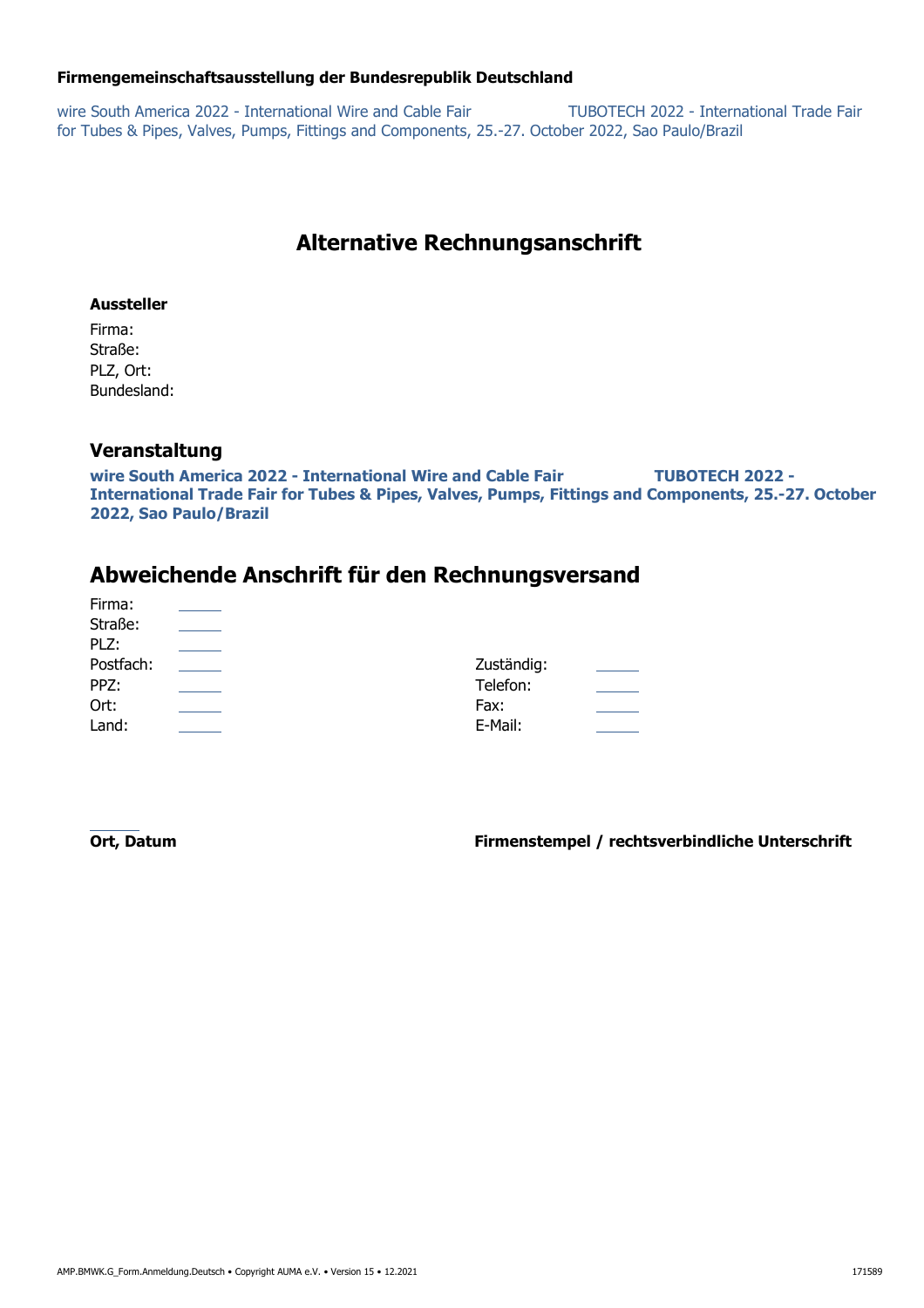**Firmengemeinschaftsausstellung der Bundesrepublik Deutschland**

wire South America 2022 - International Wire and Cable Fair TUBOTECH 2022 - International Trade Fair for Tubes & Pipes, Valves, Pumps, Fittings and Components, 25.-27. October 2022, Sao Paulo/Brazil

# Alternative Rechnungsanschrift

**Aussteller**

Firma:
Straße:
PLZ, Ort:
Bundesland:

## Veranstaltung

**wire South America 2022 - International Wire and Cable Fair TUBOTECH 2022 - International Trade Fair for Tubes & Pipes, Valves, Pumps, Fittings and Components, 25.-27. October 2022, Sao Paulo/Brazil**

## Abweichende Anschrift für den Rechnungsversand

| | | | |
|---|---|---|---|
| Firma: | | | |
| Straße: | | | |
| PLZ: | | | |
| Postfach: | | Zuständig: | |
| PPZ: | | Telefon: | |
| Ort: | | Fax: | |
| Land: | | E-Mail: | |

**Ort, Datum** **Firmenstempel / rechtsverbindliche Unterschrift**

AMP.BMWK.G_Form.Anmeldung.Deutsch • Copyright AUMA e.V. • Version 15 • 12.2021 171589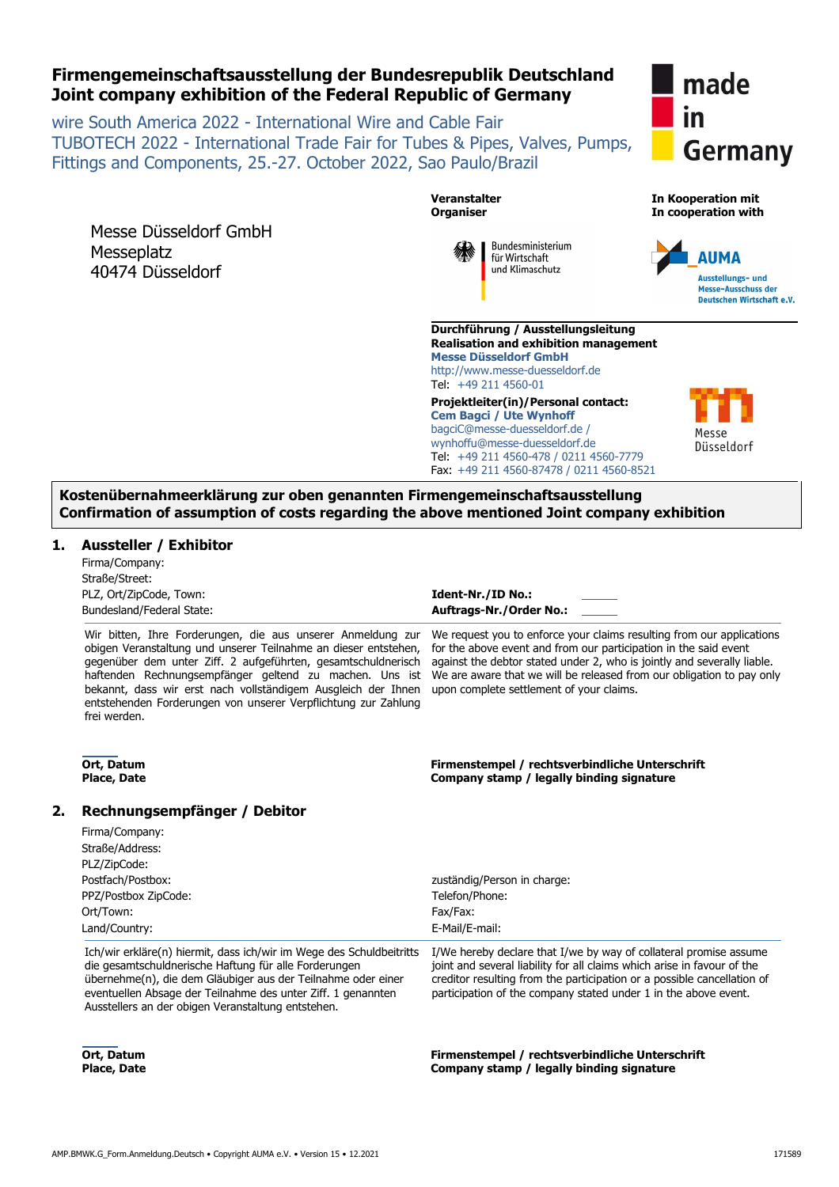# Firmengemeinschaftsausstellung der Bundesrepublik Deutschland
# Joint company exhibition of the Federal Republic of Germany

wire South America 2022 - International Wire and Cable Fair
TUBOTECH 2022 - International Trade Fair for Tubes & Pipes, Valves, Pumps, Fittings and Components, 25.-27. October 2022, Sao Paulo/Brazil

made in Germany

Messe Düsseldorf GmbH
Messeplatz
40474 Düsseldorf

**Veranstalter**
**Organiser**

Bundesministerium für Wirtschaft und Klimaschutz

**In Kooperation mit**
**In cooperation with**

AUMA
Ausstellungs- und Messe-Ausschuss der Deutschen Wirtschaft e.V.

**Durchführung / Ausstellungsleitung**
**Realisation and exhibition management**
**Messe Düsseldorf GmbH**
http://www.messe-duesseldorf.de
Tel: +49 211 4560-01

**Projektleiter(in)/Personal contact:**
**Cem Bagci / Ute Wynhoff**
bagciC@messe-duesseldorf.de / wynhoffu@messe-duesseldorf.de
Tel: +49 211 4560-478 / 0211 4560-7779
Fax: +49 211 4560-87478 / 0211 4560-8521

Messe Düsseldorf

**Kostenübernahmeerklärung zur oben genannten Firmengemeinschaftsausstellung**
**Confirmation of assumption of costs regarding the above mentioned Joint company exhibition**

## 1. Aussteller / Exhibitor

Firma/Company:
Straße/Street:
PLZ, Ort/ZipCode, Town:
Bundesland/Federal State:

**Ident-Nr./ID No.:**
**Auftrags-Nr./Order No.:**

Wir bitten, Ihre Forderungen, die aus unserer Anmeldung zur obigen Veranstaltung und unserer Teilnahme an dieser entstehen, gegenüber dem unter Ziff. 2 aufgeführten, gesamtschuldnerisch haftenden Rechnungsempfänger geltend zu machen. Uns ist bekannt, dass wir erst nach vollständigem Ausgleich der Ihnen entstehenden Forderungen von unserer Verpflichtung zur Zahlung frei werden.

We request you to enforce your claims resulting from our applications for the above event and from our participation in the said event against the debtor stated under 2, who is jointly and severally liable. We are aware that we will be released from our obligation to pay only upon complete settlement of your claims.

**Ort, Datum**
**Place, Date**

**Firmenstempel / rechtsverbindliche Unterschrift**
**Company stamp / legally binding signature**

## 2. Rechnungsempfänger / Debitor

Firma/Company:
Straße/Address:
PLZ/ZipCode:
Postfach/Postbox:
PPZ/Postbox ZipCode:
Ort/Town:
Land/Country:

zuständig/Person in charge:
Telefon/Phone:
Fax/Fax:
E-Mail/E-mail:

Ich/wir erkläre(n) hiermit, dass ich/wir im Wege des Schuldbeitritts die gesamtschuldnerische Haftung für alle Forderungen übernehme(n), die dem Gläubiger aus der Teilnahme oder einer eventuellen Absage der Teilnahme des unter Ziff. 1 genannten Ausstellers an der obigen Veranstaltung entstehen.

I/We hereby declare that I/we by way of collateral promise assume joint and several liability for all claims which arise in favour of the creditor resulting from the participation or a possible cancellation of participation of the company stated under 1 in the above event.

**Ort, Datum**
**Place, Date**

**Firmenstempel / rechtsverbindliche Unterschrift**
**Company stamp / legally binding signature**

AMP.BMWK.G_Form.Anmeldung.Deutsch • Copyright AUMA e.V. • Version 15 • 12.2021

171589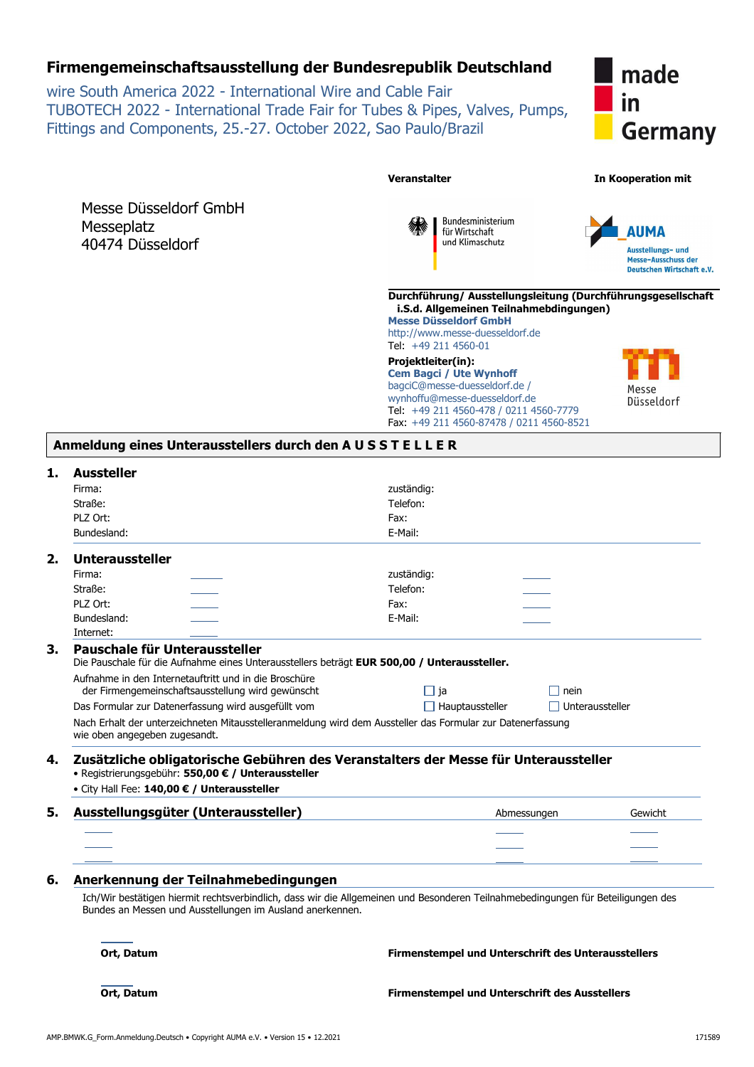# Firmengemeinschaftsausstellung der Bundesrepublik Deutschland

wire South America 2022 - International Wire and Cable Fair
TUBOTECH 2022 - International Trade Fair for Tubes & Pipes, Valves, Pumps, Fittings and Components, 25.-27. October 2022, Sao Paulo/Brazil

made in Germany

Messe Düsseldorf GmbH
Messeplatz
40474 Düsseldorf

**Veranstalter**

Bundesministerium für Wirtschaft und Klimaschutz

**In Kooperation mit**

AUMA
Ausstellungs- und Messe-Ausschuss der Deutschen Wirtschaft e.V.

**Durchführung/ Ausstellungsleitung (Durchführungsgesellschaft i.S.d. Allgemeinen Teilnahmebdingungen)**
**Messe Düsseldorf GmbH**
http://www.messe-duesseldorf.de
Tel: +49 211 4560-01

**Projektleiter(in):**
**Cem Bagci / Ute Wynhoff**
bagciC@messe-duesseldorf.de / wynhoffu@messe-duesseldorf.de
Tel: +49 211 4560-478 / 0211 4560-7779
Fax: +49 211 4560-87478 / 0211 4560-8521

Messe Düsseldorf

## Anmeldung eines Unterausstellers durch den A U S S T E L L E R

## 1. Aussteller

| | |
|---|---|
| Firma: | zuständig: |
| Straße: | Telefon: |
| PLZ Ort: | Fax: |
| Bundesland: | E-Mail: |

## 2. Unteraussteller

| | | | |
|---|---|---|---|
| Firma: | ______ | zuständig: | ______ |
| Straße: | ______ | Telefon: | ______ |
| PLZ Ort: | ______ | Fax: | ______ |
| Bundesland: | ______ | E-Mail: | ______ |
| Internet: | ______ | | |

## 3. Pauschale für Unteraussteller

Die Pauschale für die Aufnahme eines Unterausstellers beträgt **EUR 500,00 / Unteraussteller.**

Aufnahme in den Internetauftritt und in die Broschüre der Firmengemeinschaftsausstellung wird gewünscht ☐ ja ☐ nein

Das Formular zur Datenerfassung wird ausgefüllt vom ☐ Hauptaussteller ☐ Unteraussteller

Nach Erhalt der unterzeichneten Mitausstelleranmeldung wird dem Aussteller das Formular zur Datenerfassung wie oben angegeben zugesandt.

## 4. Zusätzliche obligatorische Gebühren des Veranstalters der Messe für Unteraussteller

- Registrierungsgebühr: **550,00 € / Unteraussteller**
- City Hall Fee: **140,00 € / Unteraussteller**

## 5. Ausstellungsgüter (Unteraussteller)

| Ausstellungsgüter | Abmessungen | Gewicht |
|---|---|---|
| ______ | ______ | ______ |
| ______ | ______ | ______ |
| | ______ | ______ |

## 6. Anerkennung der Teilnahmebedingungen

Ich/Wir bestätigen hiermit rechtsverbindlich, dass wir die Allgemeinen und Besonderen Teilnahmebedingungen für Beteiligungen des Bundes an Messen und Ausstellungen im Ausland anerkennen.

**Ort, Datum** **Firmenstempel und Unterschrift des Unterausstellers**

**Ort, Datum** **Firmenstempel und Unterschrift des Ausstellers**

AMP.BMWK.G_Form.Anmeldung.Deutsch • Copyright AUMA e.V. • Version 15 • 12.2021 171589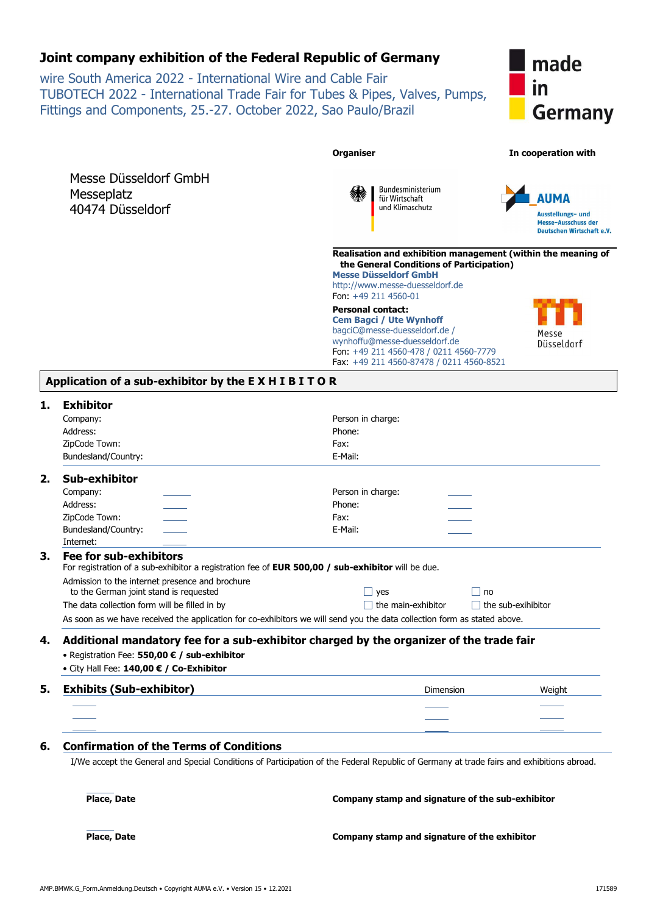# Joint company exhibition of the Federal Republic of Germany

wire South America 2022 - International Wire and Cable Fair
TUBOTECH 2022 - International Trade Fair for Tubes & Pipes, Valves, Pumps, Fittings and Components, 25.-27. October 2022, Sao Paulo/Brazil

made in Germany

Messe Düsseldorf GmbH
Messeplatz
40474 Düsseldorf

**Organiser**

Bundesministerium für Wirtschaft und Klimaschutz

**In cooperation with**

AUMA
Ausstellungs- und Messe-Ausschuss der Deutschen Wirtschaft e.V.

**Realisation and exhibition management (within the meaning of the General Conditions of Participation)**
**Messe Düsseldorf GmbH**
http://www.messe-duesseldorf.de
Fon: +49 211 4560-01

**Personal contact:**
**Cem Bagci / Ute Wynhoff**
bagciC@messe-duesseldorf.de / wynhoffu@messe-duesseldorf.de
Fon: +49 211 4560-478 / 0211 4560-7779
Fax: +49 211 4560-87478 / 0211 4560-8521

Messe Düsseldorf

## Application of a sub-exhibitor by the E X H I B I T O R

### 1. Exhibitor

| | |
|---|---|
| Company: | Person in charge: |
| Address: | Phone: |
| ZipCode Town: | Fax: |
| Bundesland/Country: | E-Mail: |

### 2. Sub-exhibitor

| | | | |
|---|---|---|---|
| Company: | ______ | Person in charge: | ______ |
| Address: | ______ | Phone: | ______ |
| ZipCode Town: | ______ | Fax: | ______ |
| Bundesland/Country: | ______ | E-Mail: | ______ |
| Internet: | ______ | | |

### 3. Fee for sub-exhibitors

For registration of a sub-exhibitor a registration fee of **EUR 500,00 / sub-exhibitor** will be due.

Admission to the internet presence and brochure to the German joint stand is requested ☐ yes ☐ no

The data collection form will be filled in by ☐ the main-exhibitor ☐ the sub-exihibitor

As soon as we have received the application for co-exhibitors we will send you the data collection form as stated above.

### 4. Additional mandatory fee for a sub-exhibitor charged by the organizer of the trade fair

- Registration Fee: **550,00 € / sub-exhibitor**
- City Hall Fee: **140,00 € / Co-Exhibitor**

### 5. Exhibits (Sub-exhibitor)

| Exhibits (Sub-exhibitor) | Dimension | Weight |
|---|---|---|
| ______ | ______ | ______ |
| ______ | ______ | ______ |
| ______ | ______ | ______ |

### 6. Confirmation of the Terms of Conditions

I/We accept the General and Special Conditions of Participation of the Federal Republic of Germany at trade fairs and exhibitions abroad.

**Place, Date** **Company stamp and signature of the sub-exhibitor**

**Place, Date** **Company stamp and signature of the exhibitor**

AMP.BMWK.G_Form.Anmeldung.Deutsch • Copyright AUMA e.V. • Version 15 • 12.2021 171589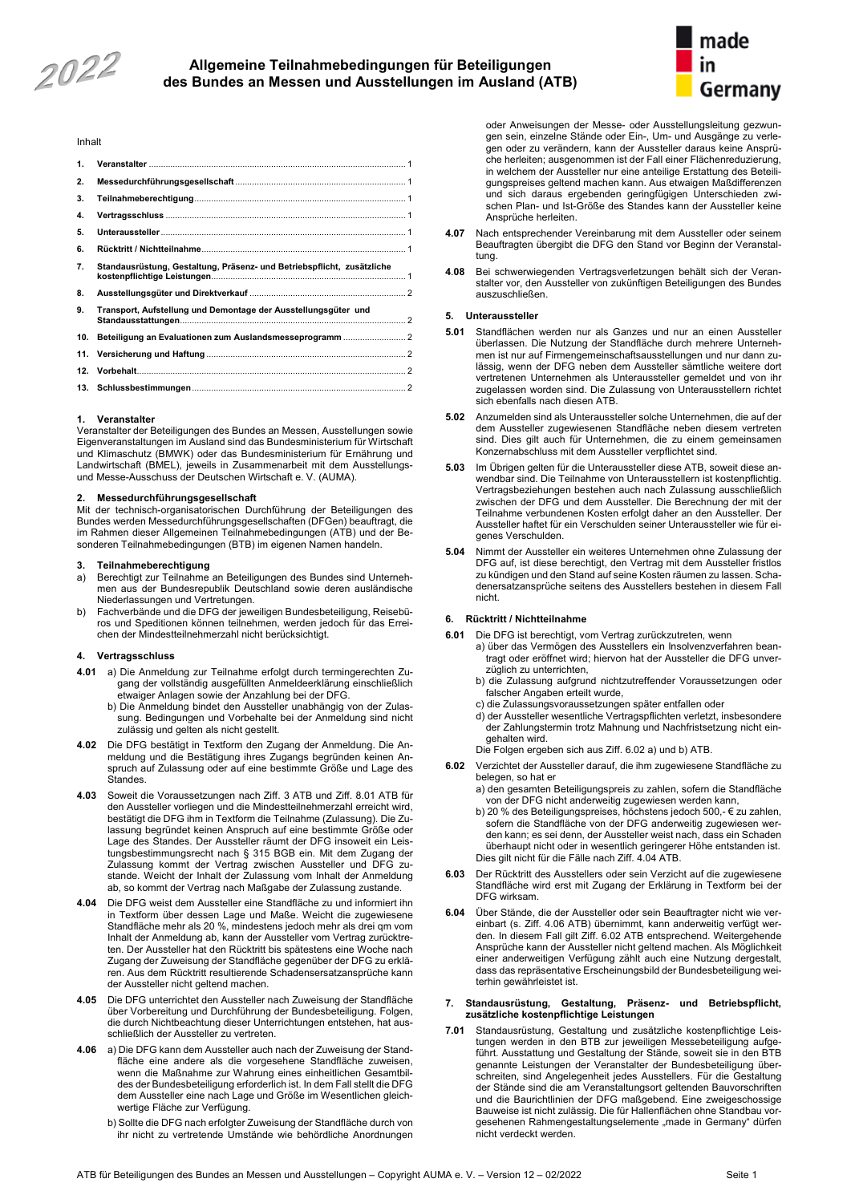2022

# Allgemeine Teilnahmebedingungen für Beteiligungen des Bundes an Messen und Ausstellungen im Ausland (ATB)

made in Germany

Inhalt

| | | |
|---|---|---|
| **1.** | **Veranstalter** | 1 |
| **2.** | **Messedurchführungsgesellschaft** | 1 |
| **3.** | **Teilnahmeberechtigung** | 1 |
| **4.** | **Vertragsschluss** | 1 |
| **5.** | **Unteraussteller** | 1 |
| **6.** | **Rücktritt / Nichtteilnahme** | 1 |
| **7.** | **Standausrüstung, Gestaltung, Präsenz- und Betriebspflicht, zusätzliche kostenpflichtige Leistungen** | 1 |
| **8.** | **Ausstellungsgüter und Direktverkauf** | 2 |
| **9.** | **Transport, Aufstellung und Demontage der Ausstellungsgüter und Standausstattungen** | 2 |
| **10.** | **Beteiligung an Evaluationen zum Auslandsmesseprogramm** | 2 |
| **11.** | **Versicherung und Haftung** | 2 |
| **12.** | **Vorbehalt** | 2 |
| **13.** | **Schlussbestimmungen** | 2 |

## 1. Veranstalter

Veranstalter der Beteiligungen des Bundes an Messen, Ausstellungen sowie Eigenveranstaltungen im Ausland sind das Bundesministerium für Wirtschaft und Klimaschutz (BMWK) oder das Bundesministerium für Ernährung und Landwirtschaft (BMEL), jeweils in Zusammenarbeit mit dem Ausstellungs- und Messe-Ausschuss der Deutschen Wirtschaft e. V. (AUMA).

## 2. Messedurchführungsgesellschaft

Mit der technisch-organisatorischen Durchführung der Beteiligungen des Bundes werden Messedurchführungsgesellschaften (DFGen) beauftragt, die im Rahmen dieser Allgemeinen Teilnahmebedingungen (ATB) und der Besonderen Teilnahmebedingungen (BTB) im eigenen Namen handeln.

## 3. Teilnahmeberechtigung

a) Berechtigt zur Teilnahme an Beteiligungen des Bundes sind Unternehmen aus der Bundesrepublik Deutschland sowie deren ausländische Niederlassungen und Vertretungen.

b) Fachverbände und die DFG der jeweiligen Bundesbeteiligung, Reisebüros und Speditionen können teilnehmen, werden jedoch für das Erreichen der Mindestteilnehmerzahl nicht berücksichtigt.

## 4. Vertragsschluss

**4.01** a) Die Anmeldung zur Teilnahme erfolgt durch termingerechten Zugang der vollständig ausgefüllten Anmeldeerklärung einschließlich etwaiger Anlagen sowie der Anzahlung bei der DFG.

b) Die Anmeldung bindet den Aussteller unabhängig von der Zulassung. Bedingungen und Vorbehalte bei der Anmeldung sind nicht zulässig und gelten als nicht gestellt.

**4.02** Die DFG bestätigt in Textform den Zugang der Anmeldung. Die Anmeldung und die Bestätigung ihres Zugangs begründen keinen Anspruch auf Zulassung oder auf eine bestimmte Größe und Lage des Standes.

**4.03** Soweit die Voraussetzungen nach Ziff. 3 ATB und Ziff. 8.01 ATB für den Aussteller vorliegen und die Mindestteilnehmerzahl erreicht wird, bestätigt die DFG ihm in Textform die Teilnahme (Zulassung). Die Zulassung begründet keinen Anspruch auf eine bestimmte Größe oder Lage des Standes. Der Aussteller räumt der DFG insoweit ein Leistungsbestimmungsrecht nach § 315 BGB ein. Mit dem Zugang der Zulassung kommt der Vertrag zwischen Aussteller und DFG zustande. Weicht der Inhalt der Zulassung vom Inhalt der Anmeldung ab, so kommt der Vertrag nach Maßgabe der Zulassung zustande.

**4.04** Die DFG weist dem Aussteller eine Standfläche zu und informiert ihn in Textform über dessen Lage und Maße. Weicht die zugewiesene Standfläche mehr als 20 %, mindestens jedoch mehr als drei qm vom Inhalt der Anmeldung ab, kann der Aussteller vom Vertrag zurücktreten. Der Aussteller hat den Rücktritt bis spätestens eine Woche nach Zugang der Zuweisung der Standfläche gegenüber der DFG zu erklären. Aus dem Rücktritt resultierende Schadensersatzansprüche kann der Aussteller nicht geltend machen.

**4.05** Die DFG unterrichtet den Aussteller nach Zuweisung der Standfläche über Vorbereitung und Durchführung der Bundesbeteiligung. Folgen, die durch Nichtbeachtung dieser Unterrichtungen entstehen, hat ausschließlich der Aussteller zu vertreten.

**4.06** a) Die DFG kann dem Aussteller auch nach der Zuweisung der Standfläche eine andere als die vorgesehene Standfläche zuweisen, wenn die Maßnahme zur Wahrung eines einheitlichen Gesamtbildes der Bundesbeteiligung erforderlich ist. In dem Fall stellt die DFG dem Aussteller eine nach Lage und Größe im Wesentlichen gleichwertige Fläche zur Verfügung.

b) Sollte die DFG nach erfolgter Zuweisung der Standfläche durch von ihr nicht zu vertretende Umstände wie behördliche Anordnungen oder Anweisungen der Messe- oder Ausstellungsleitung gezwungen sein, einzelne Stände oder Ein-, Um- und Ausgänge zu verlegen oder zu verändern, kann der Aussteller daraus keine Ansprüche herleiten; ausgenommen ist der Fall einer Flächenreduzierung, in welchem der Aussteller nur eine anteilige Erstattung des Beteiligungspreises geltend machen kann. Aus etwaigen Maßdifferenzen und sich daraus ergebenden geringfügigen Unterschieden zwischen Plan- und Ist-Größe des Standes kann der Aussteller keine Ansprüche herleiten.

**4.07** Nach entsprechender Vereinbarung mit dem Aussteller oder seinem Beauftragten übergibt die DFG den Stand vor Beginn der Veranstaltung.

**4.08** Bei schwerwiegenden Vertragsverletzungen behält sich der Veranstalter vor, den Aussteller von zukünftigen Beteiligungen des Bundes auszuschließen.

## 5. Unteraussteller

**5.01** Standflächen werden nur als Ganzes und nur an einen Aussteller überlassen. Die Nutzung der Standfläche durch mehrere Unternehmen ist nur auf Firmengemeinschaftsausstellungen und nur dann zulässig, wenn der DFG neben dem Aussteller sämtliche weitere dort vertretenen Unternehmen als Unteraussteller gemeldet und von ihr zugelassen worden sind. Die Zulassung von Unterausstellern richtet sich ebenfalls nach diesen ATB.

**5.02** Anzumelden sind als Unteraussteller solche Unternehmen, die auf der dem Aussteller zugewiesenen Standfläche neben diesem vertreten sind. Dies gilt auch für Unternehmen, die zu einem gemeinsamen Konzernabschluss mit dem Aussteller verpflichtet sind.

**5.03** Im Übrigen gelten für die Unteraussteller diese ATB, soweit diese anwendbar sind. Die Teilnahme von Unterausstellern ist kostenpflichtig. Vertragsbeziehungen bestehen auch nach Zulassung ausschließlich zwischen der DFG und dem Aussteller. Die Berechnung der mit der Teilnahme verbundenen Kosten erfolgt daher an den Aussteller. Der Aussteller haftet für ein Verschulden seiner Unteraussteller wie für eigenes Verschulden.

**5.04** Nimmt der Aussteller ein weiteres Unternehmen ohne Zulassung der DFG auf, ist diese berechtigt, den Vertrag mit dem Aussteller fristlos zu kündigen und den Stand auf seine Kosten räumen zu lassen. Schadensersatzansprüche seitens des Ausstellers bestehen in diesem Fall nicht.

## 6. Rücktritt / Nichtteilnahme

**6.01** Die DFG ist berechtigt, vom Vertrag zurückzutreten, wenn

a) über das Vermögen des Ausstellers ein Insolvenzverfahren beantragt oder eröffnet wird; hiervon hat der Aussteller die DFG unverzüglich zu unterrichten,

b) die Zulassung aufgrund nichtzutreffender Voraussetzungen oder falscher Angaben erteilt wurde,

c) die Zulassungsvoraussetzungen später entfallen oder

d) der Aussteller wesentliche Vertragspflichten verletzt, insbesondere der Zahlungstermin trotz Mahnung und Nachfristsetzung nicht eingehalten wird.

Die Folgen ergeben sich aus Ziff. 6.02 a) und b) ATB.

**6.02** Verzichtet der Aussteller darauf, die ihm zugewiesene Standfläche zu belegen, so hat er

a) den gesamten Beteiligungspreis zu zahlen, sofern die Standfläche von der DFG nicht anderweitig zugewiesen werden kann,

b) 20 % des Beteiligungspreises, höchstens jedoch 500,- € zu zahlen, sofern die Standfläche von der DFG anderweitig zugewiesen werden kann; es sei denn, der Aussteller weist nach, dass ein Schaden überhaupt nicht oder in wesentlich geringerer Höhe entstanden ist.

Dies gilt nicht für die Fälle nach Ziff. 4.04 ATB.

**6.03** Der Rücktritt des Ausstellers oder sein Verzicht auf die zugewiesene Standfläche wird erst mit Zugang der Erklärung in Textform bei der DFG wirksam.

**6.04** Über Stände, die der Aussteller oder sein Beauftragter nicht wie vereinbart (s. Ziff. 4.06 ATB) übernimmt, kann anderweitig verfügt werden. In diesem Fall gilt Ziff. 6.02 ATB entsprechend. Weitergehende Ansprüche kann der Aussteller nicht geltend machen. Als Möglichkeit einer anderweitigen Verfügung zählt auch eine Nutzung dergestalt, dass das repräsentative Erscheinungsbild der Bundesbeteiligung weiterhin gewährleistet ist.

## 7. Standausrüstung, Gestaltung, Präsenz- und Betriebspflicht, zusätzliche kostenpflichtige Leistungen

**7.01** Standausrüstung, Gestaltung und zusätzliche kostenpflichtige Leistungen werden in den BTB zur jeweiligen Messebeteiligung aufgeführt. Ausstattung und Gestaltung der Stände, soweit sie in den BTB genannte Leistungen der Veranstalter der Bundesbeteiligung überschreiten, sind Angelegenheit jedes Ausstellers. Für die Gestaltung der Stände sind die am Veranstaltungsort geltenden Bauvorschriften und die Baurichtlinien der DFG maßgebend. Eine zweigeschossige Bauweise ist nicht zulässig. Für die Hallenflächen ohne Standbau vorgesehenen Rahmengestaltungselemente „made in Germany" dürfen nicht verdeckt werden.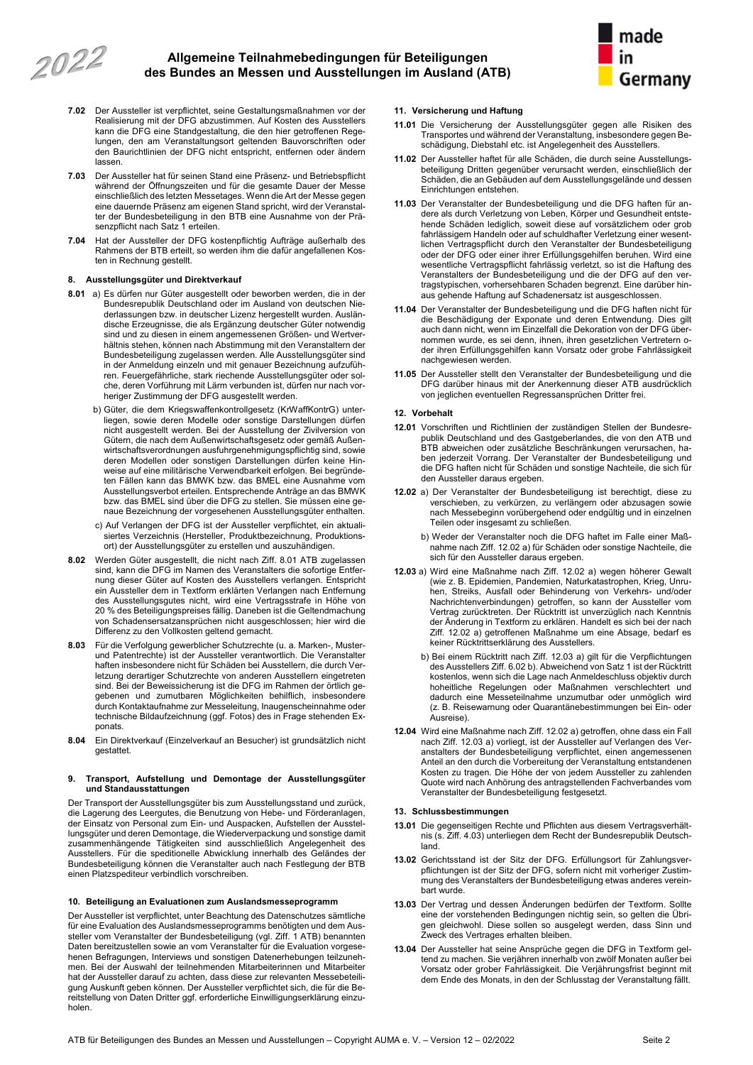**7.02** Der Aussteller ist verpflichtet, seine Gestaltungsmaßnahmen vor der Realisierung mit der DFG abzustimmen. Auf Kosten des Ausstellers kann die DFG eine Standgestaltung, die den hier getroffenen Regelungen, den am Veranstaltungsort geltenden Bauvorschriften oder den Baurichtlinien der DFG nicht entspricht, entfernen oder ändern lassen.

**7.03** Der Aussteller hat für seinen Stand eine Präsenz- und Betriebspflicht während der Öffnungszeiten und für die gesamte Dauer der Messe einschließlich des letzten Messetages. Wenn die Art der Messe gegen eine dauernde Präsenz am eigenen Stand spricht, wird der Veranstalter der Bundesbeteiligung in den BTB eine Ausnahme von der Präsenzpflicht nach Satz 1 erteilen.

**7.04** Hat der Aussteller der DFG kostenpflichtig Aufträge außerhalb des Rahmens der BTB erteilt, so werden ihm die dafür angefallenen Kosten in Rechnung gestellt.

### 8. Ausstellungsgüter und Direktverkauf

**8.01** a) Es dürfen nur Güter ausgestellt oder beworben werden, die in der Bundesrepublik Deutschland oder im Ausland von deutschen Niederlassungen bzw. in deutscher Lizenz hergestellt wurden. Ausländische Erzeugnisse, die als Ergänzung deutscher Güter notwendig sind und zu diesen in einem angemessenen Größen- und Wertverhältnis stehen, können nach Abstimmung mit dem Veranstalter der Bundesbeteiligung zugelassen werden. Alle Ausstellungsgüter sind in der Anmeldung einzeln und mit genauer Bezeichnung aufzuführen. Feuergefährliche, stark riechende Ausstellungsgüter oder solche, deren Vorführung mit Lärm verbunden ist, dürfen nur nach vorheriger Zustimmung der DFG ausgestellt werden.

b) Güter, die dem Kriegswaffenkontrollgesetz (KrWaffKontrG) unterliegen, sowie deren Modelle oder sonstige Darstellungen dürfen nicht ausgestellt werden. Bei der Ausstellung der Zivilversion von Gütern, die nach dem Außenwirtschaftsgesetz oder gemäß Außenwirtschaftsverordnungen ausfuhrgenehmigungspflichtig sind, sowie deren Modellen oder sonstigen Darstellungen dürfen keine Hinweise auf eine militärische Verwendbarkeit erfolgen. Bei begründeten Fällen kann das BMWK bzw. das BMEL eine Ausnahme vom Ausstellungsverbot erteilen. Entsprechende Anträge an das BMWK bzw. das BMEL sind über die DFG zu stellen. Sie müssen eine genaue Bezeichnung der vorgesehenen Ausstellungsgüter enthalten.

c) Auf Verlangen der DFG ist der Aussteller verpflichtet, ein aktualisiertes Verzeichnis (Hersteller, Produktbezeichnung, Produktionsort) der Ausstellungsgüter zu erstellen und auszuhändigen.

**8.02** Werden Güter ausgestellt, die nicht nach Ziff. 8.01 ATB zugelassen sind, kann die DFG im Namen des Veranstalters die sofortige Entfernung dieser Güter auf Kosten des Ausstellers verlangen. Entspricht ein Aussteller dem in Textform erklärten Verlangen nach Entfernung des Ausstellungsgutes nicht, wird eine Vertragsstrafe in Höhe von 20 % des Beteiligungspreises fällig. Daneben ist die Geltendmachung von Schadensersatzansprüchen nicht ausgeschlossen; hier wird die Differenz zu den Vollkosten geltend gemacht.

**8.03** Für die Verfolgung gewerblicher Schutzrechte (u. a. Marken-, Muster- und Patentrechte) ist der Aussteller verantwortlich. Die Veranstalter haften insbesondere nicht für Schäden bei Ausstellern, die durch Verletzung derartiger Schutzrechte von anderen Ausstellern eingetreten sind. Bei der Beweissicherung ist die DFG im Rahmen der örtlich gegebenen und zumutbaren Möglichkeiten behilflich, insbesondere durch Kontaktaufnahme zur Messeleitung, Inaugenscheinnahme oder technische Bildaufzeichnung (ggf. Fotos) des in Frage stehenden Exponats.

**8.04** Ein Direktverkauf (Einzelverkauf an Besucher) ist grundsätzlich nicht gestattet.

### 9. Transport, Aufstellung und Demontage der Ausstellungsgüter und Standausstattungen

Der Transport der Ausstellungsgüter bis zum Ausstellungsstand und zurück, die Lagerung des Leergutes, die Benutzung von Hebe- und Förderanlagen, der Einsatz von Personal zum Ein- und Auspacken, Aufstellen der Ausstellungsgüter und deren Demontage, die Wiederverpackung und sonstige damit zusammenhängende Tätigkeiten sind ausschließlich Angelegenheit des Ausstellers. Für die speditionelle Abwicklung innerhalb des Geländes der Bundesbeteiligung können die Veranstalter auch nach Festlegung der BTB einen Platzspediteur verbindlich vorschreiben.

### 10. Beteiligung an Evaluationen zum Auslandsmesseprogramm

Der Aussteller ist verpflichtet, unter Beachtung des Datenschutzes sämtliche für eine Evaluation des Auslandsmesseprogramms benötigten und dem Aussteller vom Veranstalter der Bundesbeteiligung (vgl. Ziff. 1 ATB) benannten Daten bereitzustellen sowie an vom Veranstalter für die Evaluation vorgesehenen Befragungen, Interviews und sonstigen Datenerhebungen teilzunehmen. Bei der Auswahl der teilnehmenden Mitarbeiterinnen und Mitarbeiter hat der Aussteller darauf zu achten, dass diese zur relevanten Messebeteiligung Auskunft geben können. Der Aussteller verpflichtet sich, die für die Bereitstellung von Daten Dritter ggf. erforderliche Einwilligungserklärung einzuholen.

### 11. Versicherung und Haftung

**11.01** Die Versicherung der Ausstellungsgüter gegen alle Risiken des Transportes und während der Veranstaltung, insbesondere gegen Beschädigung, Diebstahl etc. ist Angelegenheit des Ausstellers.

**11.02** Der Aussteller haftet für alle Schäden, die durch seine Ausstellungsbeteiligung Dritten gegenüber verursacht werden, einschließlich der Schäden, die an Gebäuden auf dem Ausstellungsgelände und dessen Einrichtungen entstehen.

**11.03** Der Veranstalter der Bundesbeteiligung und die DFG haften für andere als durch Verletzung von Leben, Körper und Gesundheit entstehende Schäden lediglich, soweit diese auf vorsätzlichem oder grob fahrlässigem Handeln oder auf schuldhafter Verletzung einer wesentlichen Vertragspflicht durch den Veranstalter der Bundesbeteiligung oder der DFG oder einer ihrer Erfüllungsgehilfen beruhen. Wird eine wesentliche Vertragspflicht fahrlässig verletzt, so ist die Haftung des Veranstalters der Bundesbeteiligung und die der DFG auf den vertragstypischen, vorhersehbaren Schaden begrenzt. Eine darüber hinaus gehende Haftung auf Schadenersatz ist ausgeschlossen.

**11.04** Der Veranstalter der Bundesbeteiligung und die DFG haften nicht für die Beschädigung der Exponate und deren Entwendung. Dies gilt auch dann nicht, wenn im Einzelfall die Dekoration von der DFG übernommen wurde, es sei denn, ihnen, ihren gesetzlichen Vertretern oder ihren Erfüllungsgehilfen kann Vorsatz oder grobe Fahrlässigkeit nachgewiesen werden.

**11.05** Der Aussteller stellt den Veranstalter der Bundesbeteiligung und die DFG darüber hinaus mit der Anerkennung dieser ATB ausdrücklich von jeglichen eventuellen Regressansprüchen Dritter frei.

### 12. Vorbehalt

**12.01** Vorschriften und Richtlinien der zuständigen Stellen der Bundesrepublik Deutschland und des Gastgeberlandes, die von den ATB und BTB abweichen oder zusätzliche Beschränkungen verursachen, haben jederzeit Vorrang. Der Veranstalter der Bundesbeteiligung und die DFG haften nicht für Schäden und sonstige Nachteile, die sich für den Aussteller daraus ergeben.

**12.02** a) Der Veranstalter der Bundesbeteiligung ist berechtigt, diese zu verschieben, zu verkürzen, zu verlängern oder abzusagen sowie nach Messebeginn vorübergehend oder endgültig und in einzelnen Teilen oder insgesamt zu schließen.

b) Weder der Veranstalter noch die DFG haftet im Falle einer Maßnahme nach Ziff. 12.02 a) für Schäden oder sonstige Nachteile, die sich für den Aussteller daraus ergeben.

**12.03** a) Wird eine Maßnahme nach Ziff. 12.02 a) wegen höherer Gewalt (wie z. B. Epidemien, Pandemien, Naturkatastrophen, Krieg, Unruhen, Streiks, Ausfall oder Behinderung von Verkehrs- und/oder Nachrichtenverbindungen) getroffen, so kann der Aussteller vom Vertrag zurücktreten. Der Rücktritt ist unverzüglich nach Kenntnis der Änderung in Textform zu erklären. Handelt es sich bei der nach Ziff. 12.02 a) getroffenen Maßnahme um eine Absage, bedarf es keiner Rücktrittserklärung des Ausstellers.

b) Bei einem Rücktritt nach Ziff. 12.03 a) gilt für die Verpflichtungen des Ausstellers Ziff. 6.02 b). Abweichend von Satz 1 ist der Rücktritt kostenlos, wenn sich die Lage nach Anmeldeschluss objektiv durch hoheitliche Regelungen oder Maßnahmen verschlechtert und dadurch eine Messeteilnahme unzumutbar oder unmöglich wird (z. B. Reisewarnung oder Quarantänebestimmungen bei Ein- oder Ausreise).

**12.04** Wird eine Maßnahme nach Ziff. 12.02 a) getroffen, ohne dass ein Fall nach Ziff. 12.03 a) vorliegt, ist der Aussteller auf Verlangen des Veranstalters der Bundesbeteiligung verpflichtet, einen angemessenen Anteil an den durch die Vorbereitung der Veranstaltung entstandenen Kosten zu tragen. Die Höhe der von jedem Aussteller zu zahlenden Quote wird nach Anhörung des antragstellenden Fachverbandes vom Veranstalter der Bundesbeteiligung festgesetzt.

### 13. Schlussbestimmungen

**13.01** Die gegenseitigen Rechte und Pflichten aus diesem Vertragsverhältnis (s. Ziff. 4.03) unterliegen dem Recht der Bundesrepublik Deutschland.

**13.02** Gerichtsstand ist der Sitz der DFG. Erfüllungsort für Zahlungsverpflichtungen ist der Sitz der DFG, sofern nicht mit vorheriger Zustimmung des Veranstalters der Bundesbeteiligung etwas anderes vereinbart wurde.

**13.03** Der Vertrag und dessen Änderungen bedürfen der Textform. Sollte eine der vorstehenden Bedingungen nichtig sein, so gelten die Übrigen gleichwohl. Diese sollen so ausgelegt werden, dass Sinn und Zweck des Vertrages erhalten bleiben.

**13.04** Der Aussteller hat seine Ansprüche gegen die DFG in Textform geltend zu machen. Sie verjähren innerhalb von zwölf Monaten außer bei Vorsatz oder grober Fahrlässigkeit. Die Verjährungsfrist beginnt mit dem Ende des Monats, in den der Schlusstag der Veranstaltung fällt.